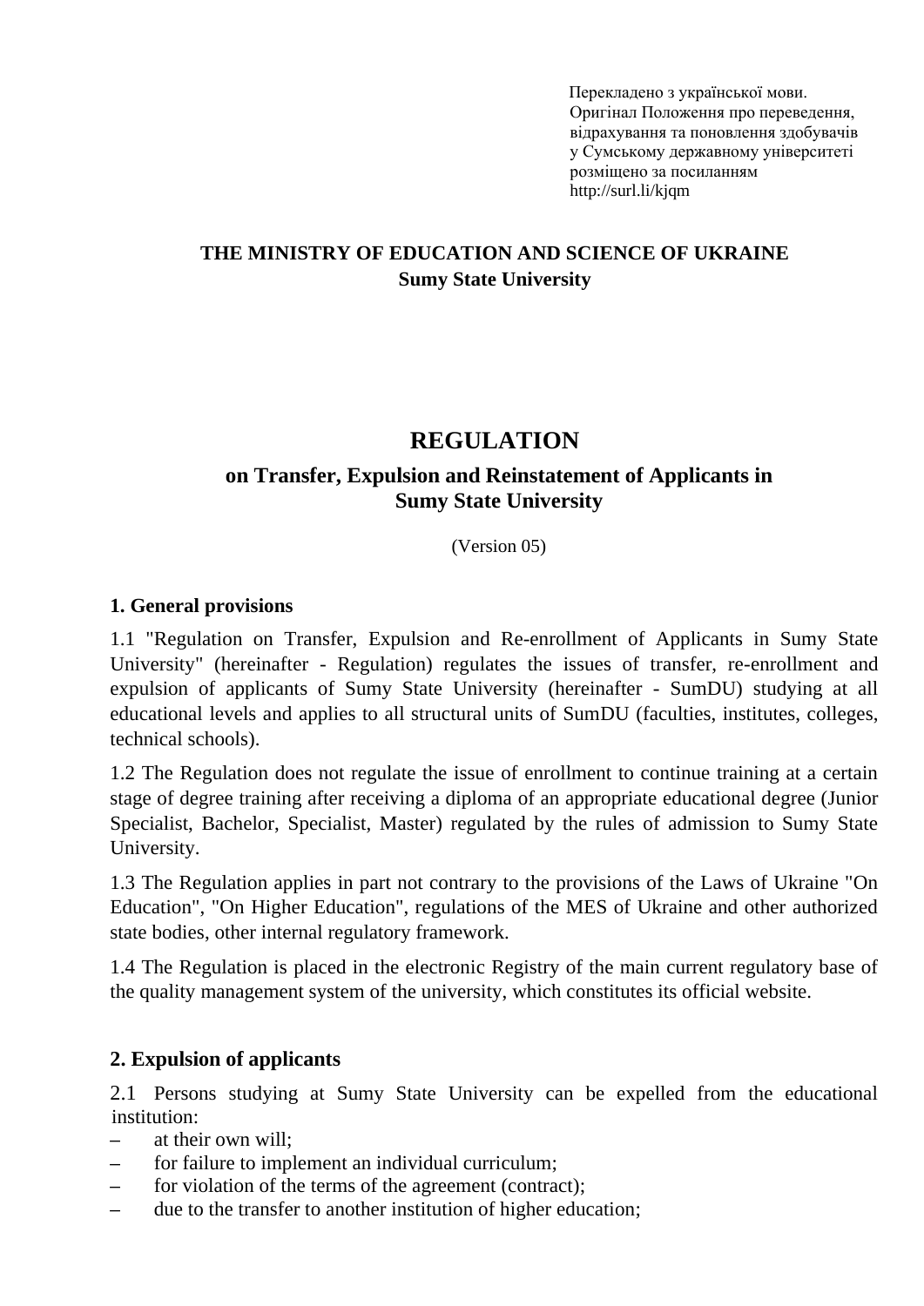Перекладено з української мови.
Оригінал Положення про переведення, відрахування та поновлення здобувачів у Сумському державному університеті розміщено за посиланням http://surl.li/kjqm

**THE MINISTRY OF EDUCATION AND SCIENCE OF UKRAINE**
**Sumy State University**

# REGULATION

## on Transfer, Expulsion and Reinstatement of Applicants in Sumy State University

(Version 05)

### 1. General provisions

1.1 "Regulation on Transfer, Expulsion and Re-enrollment of Applicants in Sumy State University" (hereinafter - Regulation) regulates the issues of transfer, re-enrollment and expulsion of applicants of Sumy State University (hereinafter - SumDU) studying at all educational levels and applies to all structural units of SumDU (faculties, institutes, colleges, technical schools).

1.2 The Regulation does not regulate the issue of enrollment to continue training at a certain stage of degree training after receiving a diploma of an appropriate educational degree (Junior Specialist, Bachelor, Specialist, Master) regulated by the rules of admission to Sumy State University.

1.3 The Regulation applies in part not contrary to the provisions of the Laws of Ukraine "On Education", "On Higher Education", regulations of the MES of Ukraine and other authorized state bodies, other internal regulatory framework.

1.4 The Regulation is placed in the electronic Registry of the main current regulatory base of the quality management system of the university, which constitutes its official website.

### 2. Expulsion of applicants

2.1 Persons studying at Sumy State University can be expelled from the educational institution:

- at their own will;
- for failure to implement an individual curriculum;
- for violation of the terms of the agreement (contract);
- due to the transfer to another institution of higher education;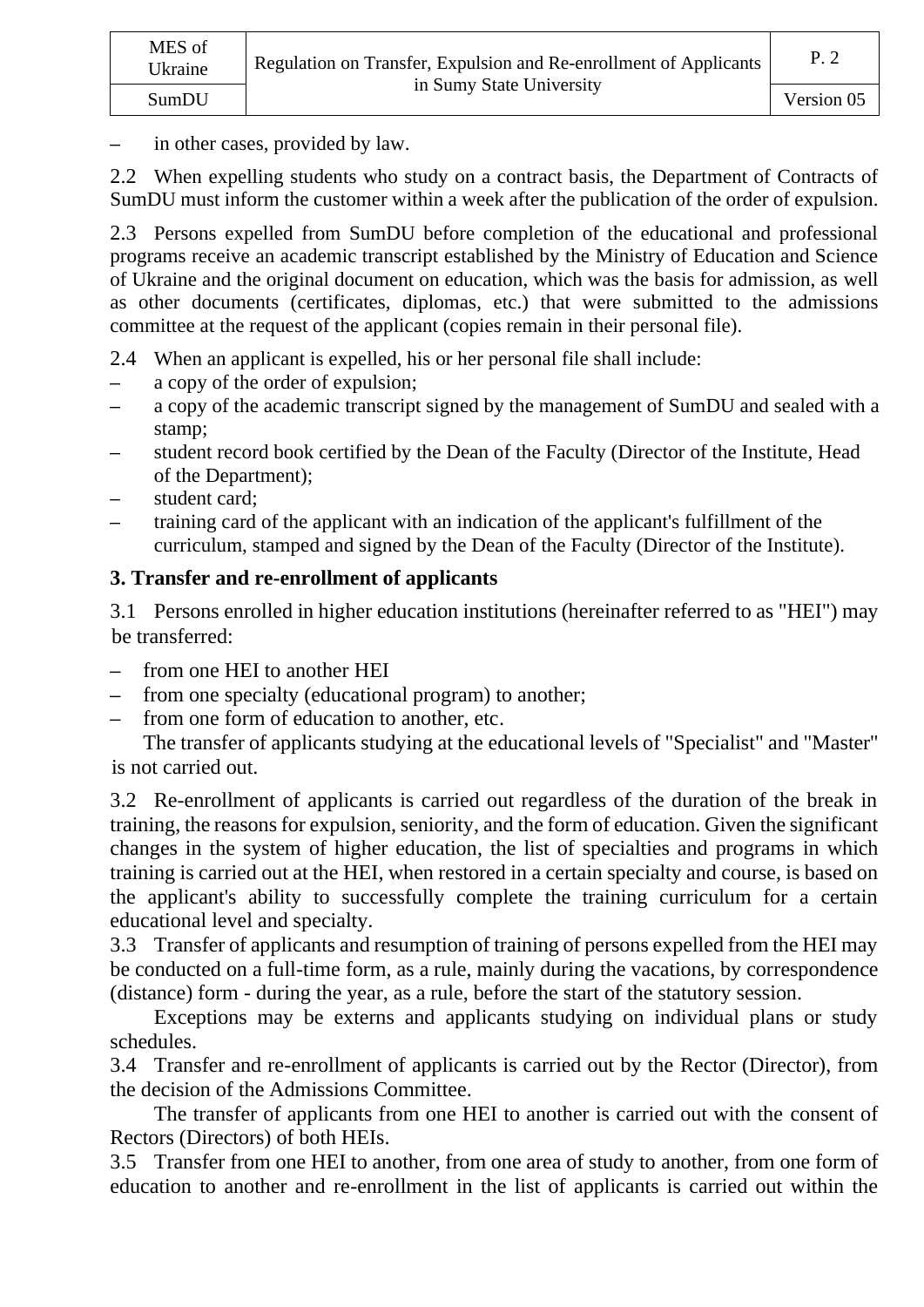– in other cases, provided by law.

2.2 When expelling students who study on a contract basis, the Department of Contracts of SumDU must inform the customer within a week after the publication of the order of expulsion.

2.3 Persons expelled from SumDU before completion of the educational and professional programs receive an academic transcript established by the Ministry of Education and Science of Ukraine and the original document on education, which was the basis for admission, as well as other documents (certificates, diplomas, etc.) that were submitted to the admissions committee at the request of the applicant (copies remain in their personal file).

2.4 When an applicant is expelled, his or her personal file shall include:

– a copy of the order of expulsion;
– a copy of the academic transcript signed by the management of SumDU and sealed with a stamp;
– student record book certified by the Dean of the Faculty (Director of the Institute, Head of the Department);
– student card;
– training card of the applicant with an indication of the applicant's fulfillment of the curriculum, stamped and signed by the Dean of the Faculty (Director of the Institute).

## 3. Transfer and re-enrollment of applicants

3.1 Persons enrolled in higher education institutions (hereinafter referred to as "HEI") may be transferred:

– from one HEI to another HEI
– from one specialty (educational program) to another;
– from one form of education to another, etc.

The transfer of applicants studying at the educational levels of "Specialist" and "Master" is not carried out.

3.2 Re-enrollment of applicants is carried out regardless of the duration of the break in training, the reasons for expulsion, seniority, and the form of education. Given the significant changes in the system of higher education, the list of specialties and programs in which training is carried out at the HEI, when restored in a certain specialty and course, is based on the applicant's ability to successfully complete the training curriculum for a certain educational level and specialty.

3.3 Transfer of applicants and resumption of training of persons expelled from the HEI may be conducted on a full-time form, as a rule, mainly during the vacations, by correspondence (distance) form - during the year, as a rule, before the start of the statutory session.

Exceptions may be externs and applicants studying on individual plans or study schedules.

3.4 Transfer and re-enrollment of applicants is carried out by the Rector (Director), from the decision of the Admissions Committee.

The transfer of applicants from one HEI to another is carried out with the consent of Rectors (Directors) of both HEIs.

3.5 Transfer from one HEI to another, from one area of study to another, from one form of education to another and re-enrollment in the list of applicants is carried out within the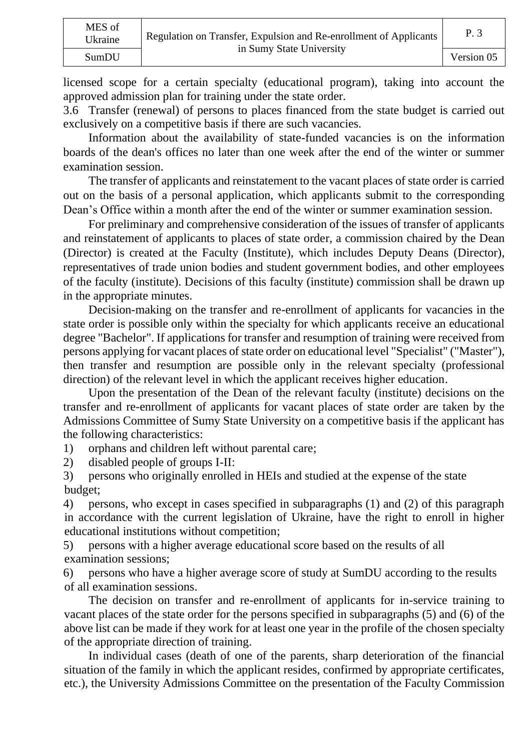licensed scope for a certain specialty (educational program), taking into account the approved admission plan for training under the state order.

3.6 Transfer (renewal) of persons to places financed from the state budget is carried out exclusively on a competitive basis if there are such vacancies.

Information about the availability of state-funded vacancies is on the information boards of the dean's offices no later than one week after the end of the winter or summer examination session.

The transfer of applicants and reinstatement to the vacant places of state order is carried out on the basis of a personal application, which applicants submit to the corresponding Dean's Office within a month after the end of the winter or summer examination session.

For preliminary and comprehensive consideration of the issues of transfer of applicants and reinstatement of applicants to places of state order, a commission chaired by the Dean (Director) is created at the Faculty (Institute), which includes Deputy Deans (Director), representatives of trade union bodies and student government bodies, and other employees of the faculty (institute). Decisions of this faculty (institute) commission shall be drawn up in the appropriate minutes.

Decision-making on the transfer and re-enrollment of applicants for vacancies in the state order is possible only within the specialty for which applicants receive an educational degree "Bachelor". If applications for transfer and resumption of training were received from persons applying for vacant places of state order on educational level "Specialist" ("Master"), then transfer and resumption are possible only in the relevant specialty (professional direction) of the relevant level in which the applicant receives higher education.

Upon the presentation of the Dean of the relevant faculty (institute) decisions on the transfer and re-enrollment of applicants for vacant places of state order are taken by the Admissions Committee of Sumy State University on a competitive basis if the applicant has the following characteristics:

1) orphans and children left without parental care;
2) disabled people of groups I-II:
3) persons who originally enrolled in HEIs and studied at the expense of the state budget;
4) persons, who except in cases specified in subparagraphs (1) and (2) of this paragraph in accordance with the current legislation of Ukraine, have the right to enroll in higher educational institutions without competition;
5) persons with a higher average educational score based on the results of all examination sessions;
6) persons who have a higher average score of study at SumDU according to the results of all examination sessions.

The decision on transfer and re-enrollment of applicants for in-service training to vacant places of the state order for the persons specified in subparagraphs (5) and (6) of the above list can be made if they work for at least one year in the profile of the chosen specialty of the appropriate direction of training.

In individual cases (death of one of the parents, sharp deterioration of the financial situation of the family in which the applicant resides, confirmed by appropriate certificates, etc.), the University Admissions Committee on the presentation of the Faculty Commission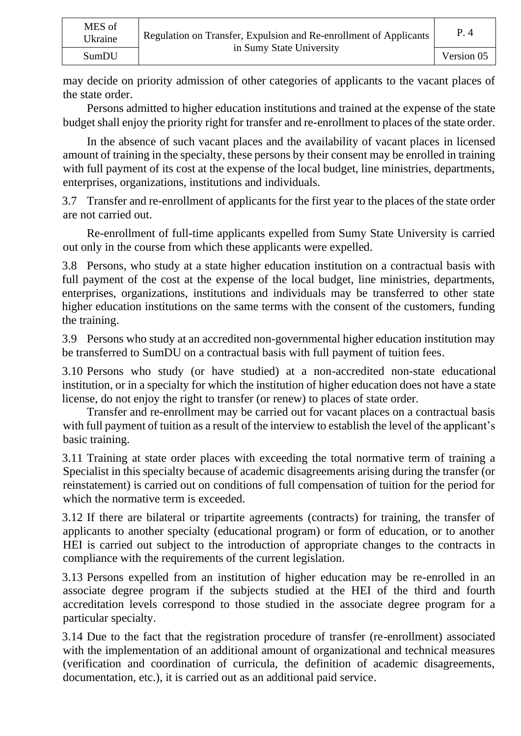may decide on priority admission of other categories of applicants to the vacant places of the state order.

Persons admitted to higher education institutions and trained at the expense of the state budget shall enjoy the priority right for transfer and re-enrollment to places of the state order.

In the absence of such vacant places and the availability of vacant places in licensed amount of training in the specialty, these persons by their consent may be enrolled in training with full payment of its cost at the expense of the local budget, line ministries, departments, enterprises, organizations, institutions and individuals.

3.7 Transfer and re-enrollment of applicants for the first year to the places of the state order are not carried out.

Re-enrollment of full-time applicants expelled from Sumy State University is carried out only in the course from which these applicants were expelled.

3.8 Persons, who study at a state higher education institution on a contractual basis with full payment of the cost at the expense of the local budget, line ministries, departments, enterprises, organizations, institutions and individuals may be transferred to other state higher education institutions on the same terms with the consent of the customers, funding the training.

3.9 Persons who study at an accredited non-governmental higher education institution may be transferred to SumDU on a contractual basis with full payment of tuition fees.

3.10 Persons who study (or have studied) at a non-accredited non-state educational institution, or in a specialty for which the institution of higher education does not have a state license, do not enjoy the right to transfer (or renew) to places of state order.

Transfer and re-enrollment may be carried out for vacant places on a contractual basis with full payment of tuition as a result of the interview to establish the level of the applicant's basic training.

3.11 Training at state order places with exceeding the total normative term of training a Specialist in this specialty because of academic disagreements arising during the transfer (or reinstatement) is carried out on conditions of full compensation of tuition for the period for which the normative term is exceeded.

3.12 If there are bilateral or tripartite agreements (contracts) for training, the transfer of applicants to another specialty (educational program) or form of education, or to another HEI is carried out subject to the introduction of appropriate changes to the contracts in compliance with the requirements of the current legislation.

3.13 Persons expelled from an institution of higher education may be re-enrolled in an associate degree program if the subjects studied at the HEI of the third and fourth accreditation levels correspond to those studied in the associate degree program for a particular specialty.

3.14 Due to the fact that the registration procedure of transfer (re-enrollment) associated with the implementation of an additional amount of organizational and technical measures (verification and coordination of curricula, the definition of academic disagreements, documentation, etc.), it is carried out as an additional paid service.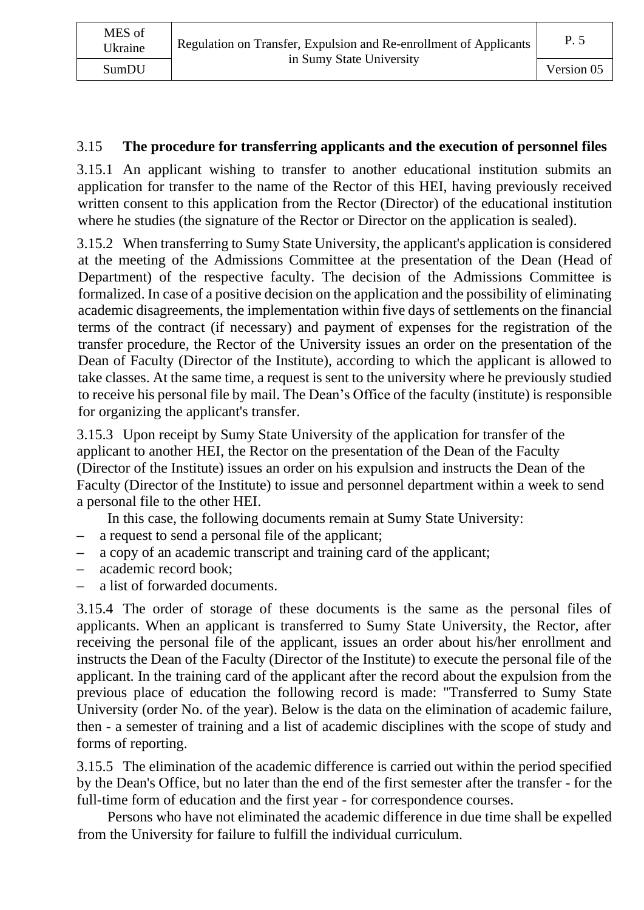### 3.15 The procedure for transferring applicants and the execution of personnel files

3.15.1 An applicant wishing to transfer to another educational institution submits an application for transfer to the name of the Rector of this HEI, having previously received written consent to this application from the Rector (Director) of the educational institution where he studies (the signature of the Rector or Director on the application is sealed).

3.15.2 When transferring to Sumy State University, the applicant's application is considered at the meeting of the Admissions Committee at the presentation of the Dean (Head of Department) of the respective faculty. The decision of the Admissions Committee is formalized. In case of a positive decision on the application and the possibility of eliminating academic disagreements, the implementation within five days of settlements on the financial terms of the contract (if necessary) and payment of expenses for the registration of the transfer procedure, the Rector of the University issues an order on the presentation of the Dean of Faculty (Director of the Institute), according to which the applicant is allowed to take classes. At the same time, a request is sent to the university where he previously studied to receive his personal file by mail. The Dean's Office of the faculty (institute) is responsible for organizing the applicant's transfer.

3.15.3 Upon receipt by Sumy State University of the application for transfer of the applicant to another HEI, the Rector on the presentation of the Dean of the Faculty (Director of the Institute) issues an order on his expulsion and instructs the Dean of the Faculty (Director of the Institute) to issue and personnel department within a week to send a personal file to the other HEI.

In this case, the following documents remain at Sumy State University:

– a request to send a personal file of the applicant;
– a copy of an academic transcript and training card of the applicant;
– academic record book;
– a list of forwarded documents.

3.15.4 The order of storage of these documents is the same as the personal files of applicants. When an applicant is transferred to Sumy State University, the Rector, after receiving the personal file of the applicant, issues an order about his/her enrollment and instructs the Dean of the Faculty (Director of the Institute) to execute the personal file of the applicant. In the training card of the applicant after the record about the expulsion from the previous place of education the following record is made: "Transferred to Sumy State University (order No. of the year). Below is the data on the elimination of academic failure, then - a semester of training and a list of academic disciplines with the scope of study and forms of reporting.

3.15.5 The elimination of the academic difference is carried out within the period specified by the Dean's Office, but no later than the end of the first semester after the transfer - for the full-time form of education and the first year - for correspondence courses.

Persons who have not eliminated the academic difference in due time shall be expelled from the University for failure to fulfill the individual curriculum.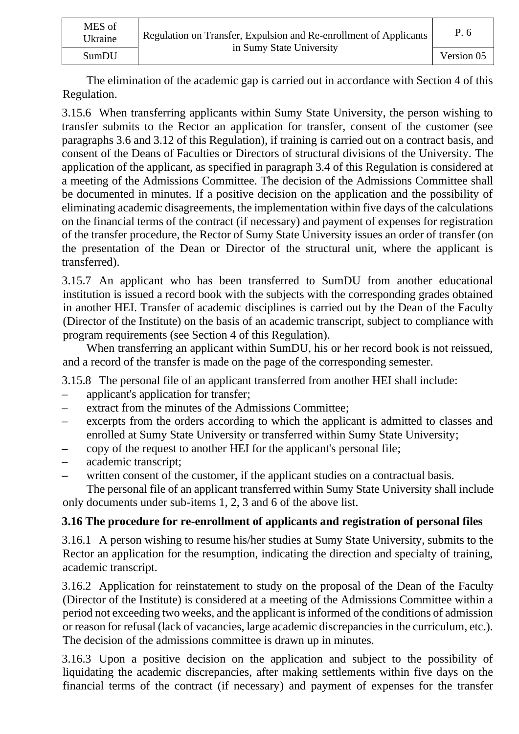The elimination of the academic gap is carried out in accordance with Section 4 of this Regulation.

3.15.6 When transferring applicants within Sumy State University, the person wishing to transfer submits to the Rector an application for transfer, consent of the customer (see paragraphs 3.6 and 3.12 of this Regulation), if training is carried out on a contract basis, and consent of the Deans of Faculties or Directors of structural divisions of the University. The application of the applicant, as specified in paragraph 3.4 of this Regulation is considered at a meeting of the Admissions Committee. The decision of the Admissions Committee shall be documented in minutes. If a positive decision on the application and the possibility of eliminating academic disagreements, the implementation within five days of the calculations on the financial terms of the contract (if necessary) and payment of expenses for registration of the transfer procedure, the Rector of Sumy State University issues an order of transfer (on the presentation of the Dean or Director of the structural unit, where the applicant is transferred).

3.15.7 An applicant who has been transferred to SumDU from another educational institution is issued a record book with the subjects with the corresponding grades obtained in another HEI. Transfer of academic disciplines is carried out by the Dean of the Faculty (Director of the Institute) on the basis of an academic transcript, subject to compliance with program requirements (see Section 4 of this Regulation).

When transferring an applicant within SumDU, his or her record book is not reissued, and a record of the transfer is made on the page of the corresponding semester.

3.15.8 The personal file of an applicant transferred from another HEI shall include:

- applicant's application for transfer;
- extract from the minutes of the Admissions Committee;
- excerpts from the orders according to which the applicant is admitted to classes and enrolled at Sumy State University or transferred within Sumy State University;
- copy of the request to another HEI for the applicant's personal file;
- academic transcript;
- written consent of the customer, if the applicant studies on a contractual basis.

The personal file of an applicant transferred within Sumy State University shall include only documents under sub-items 1, 2, 3 and 6 of the above list.

### 3.16 The procedure for re-enrollment of applicants and registration of personal files

3.16.1 A person wishing to resume his/her studies at Sumy State University, submits to the Rector an application for the resumption, indicating the direction and specialty of training, academic transcript.

3.16.2 Application for reinstatement to study on the proposal of the Dean of the Faculty (Director of the Institute) is considered at a meeting of the Admissions Committee within a period not exceeding two weeks, and the applicant is informed of the conditions of admission or reason for refusal (lack of vacancies, large academic discrepancies in the curriculum, etc.). The decision of the admissions committee is drawn up in minutes.

3.16.3 Upon a positive decision on the application and subject to the possibility of liquidating the academic discrepancies, after making settlements within five days on the financial terms of the contract (if necessary) and payment of expenses for the transfer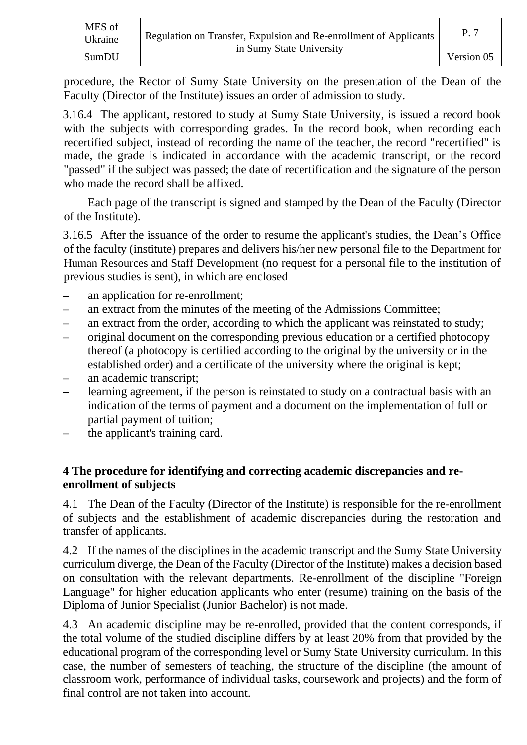procedure, the Rector of Sumy State University on the presentation of the Dean of the Faculty (Director of the Institute) issues an order of admission to study.

3.16.4 The applicant, restored to study at Sumy State University, is issued a record book with the subjects with corresponding grades. In the record book, when recording each recertified subject, instead of recording the name of the teacher, the record "recertified" is made, the grade is indicated in accordance with the academic transcript, or the record "passed" if the subject was passed; the date of recertification and the signature of the person who made the record shall be affixed.

Each page of the transcript is signed and stamped by the Dean of the Faculty (Director of the Institute).

3.16.5 After the issuance of the order to resume the applicant's studies, the Dean’s Office of the faculty (institute) prepares and delivers his/her new personal file to the Department for Human Resources and Staff Development (no request for a personal file to the institution of previous studies is sent), in which are enclosed

– an application for re-enrollment;
– an extract from the minutes of the meeting of the Admissions Committee;
– an extract from the order, according to which the applicant was reinstated to study;
– original document on the corresponding previous education or a certified photocopy thereof (a photocopy is certified according to the original by the university or in the established order) and a certificate of the university where the original is kept;
– an academic transcript;
– learning agreement, if the person is reinstated to study on a contractual basis with an indication of the terms of payment and a document on the implementation of full or partial payment of tuition;
– the applicant's training card.

## 4 The procedure for identifying and correcting academic discrepancies and re-enrollment of subjects

4.1 The Dean of the Faculty (Director of the Institute) is responsible for the re-enrollment of subjects and the establishment of academic discrepancies during the restoration and transfer of applicants.

4.2 If the names of the disciplines in the academic transcript and the Sumy State University curriculum diverge, the Dean of the Faculty (Director of the Institute) makes a decision based on consultation with the relevant departments. Re-enrollment of the discipline "Foreign Language" for higher education applicants who enter (resume) training on the basis of the Diploma of Junior Specialist (Junior Bachelor) is not made.

4.3 An academic discipline may be re-enrolled, provided that the content corresponds, if the total volume of the studied discipline differs by at least 20% from that provided by the educational program of the corresponding level or Sumy State University curriculum. In this case, the number of semesters of teaching, the structure of the discipline (the amount of classroom work, performance of individual tasks, coursework and projects) and the form of final control are not taken into account.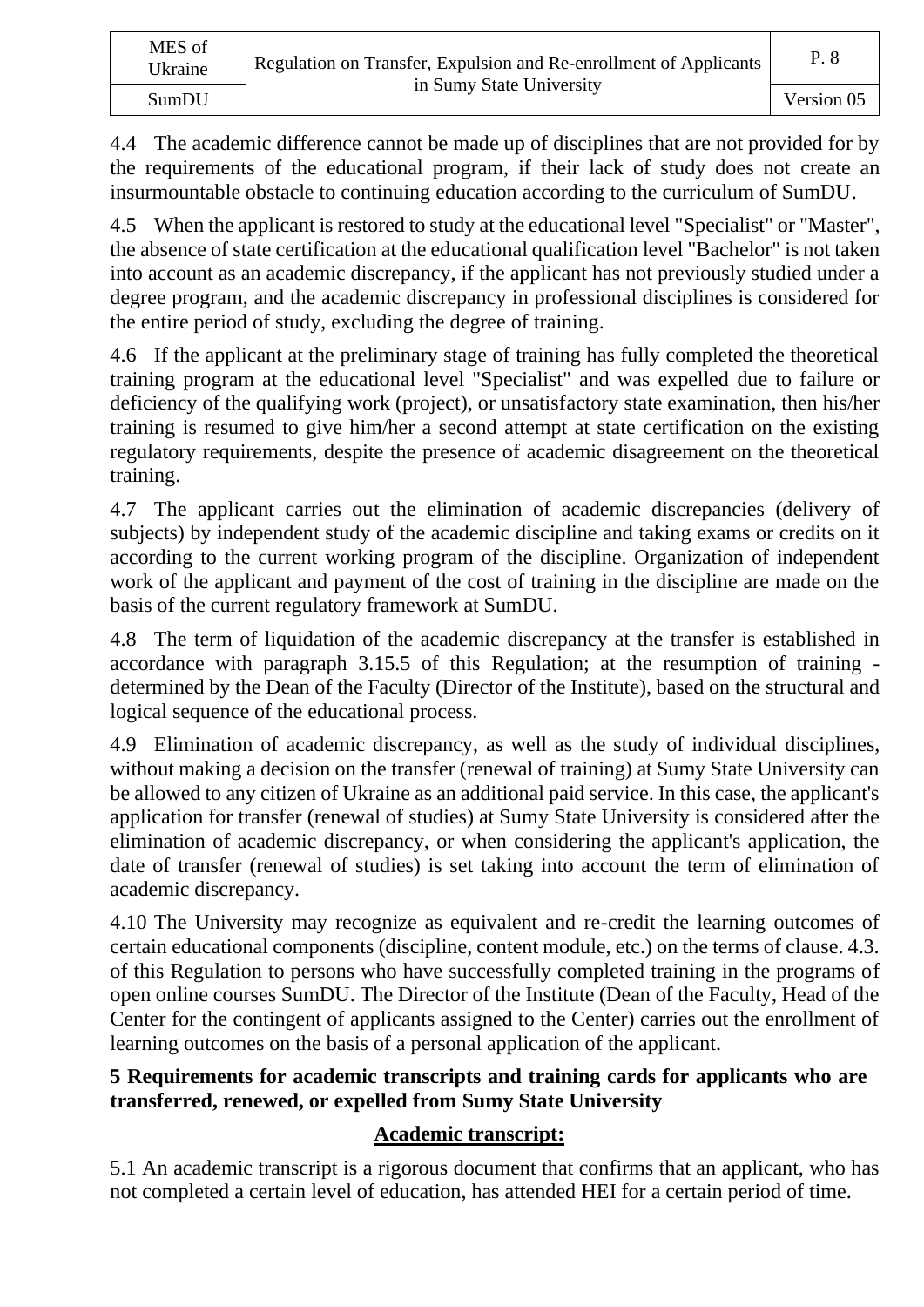4.4 The academic difference cannot be made up of disciplines that are not provided for by the requirements of the educational program, if their lack of study does not create an insurmountable obstacle to continuing education according to the curriculum of SumDU.

4.5 When the applicant is restored to study at the educational level "Specialist" or "Master", the absence of state certification at the educational qualification level "Bachelor" is not taken into account as an academic discrepancy, if the applicant has not previously studied under a degree program, and the academic discrepancy in professional disciplines is considered for the entire period of study, excluding the degree of training.

4.6 If the applicant at the preliminary stage of training has fully completed the theoretical training program at the educational level "Specialist" and was expelled due to failure or deficiency of the qualifying work (project), or unsatisfactory state examination, then his/her training is resumed to give him/her a second attempt at state certification on the existing regulatory requirements, despite the presence of academic disagreement on the theoretical training.

4.7 The applicant carries out the elimination of academic discrepancies (delivery of subjects) by independent study of the academic discipline and taking exams or credits on it according to the current working program of the discipline. Organization of independent work of the applicant and payment of the cost of training in the discipline are made on the basis of the current regulatory framework at SumDU.

4.8 The term of liquidation of the academic discrepancy at the transfer is established in accordance with paragraph 3.15.5 of this Regulation; at the resumption of training - determined by the Dean of the Faculty (Director of the Institute), based on the structural and logical sequence of the educational process.

4.9 Elimination of academic discrepancy, as well as the study of individual disciplines, without making a decision on the transfer (renewal of training) at Sumy State University can be allowed to any citizen of Ukraine as an additional paid service. In this case, the applicant's application for transfer (renewal of studies) at Sumy State University is considered after the elimination of academic discrepancy, or when considering the applicant's application, the date of transfer (renewal of studies) is set taking into account the term of elimination of academic discrepancy.

4.10 The University may recognize as equivalent and re-credit the learning outcomes of certain educational components (discipline, content module, etc.) on the terms of clause. 4.3. of this Regulation to persons who have successfully completed training in the programs of open online courses SumDU. The Director of the Institute (Dean of the Faculty, Head of the Center for the contingent of applicants assigned to the Center) carries out the enrollment of learning outcomes on the basis of a personal application of the applicant.

## 5 Requirements for academic transcripts and training cards for applicants who are transferred, renewed, or expelled from Sumy State University

### Academic transcript:

5.1 An academic transcript is a rigorous document that confirms that an applicant, who has not completed a certain level of education, has attended HEI for a certain period of time.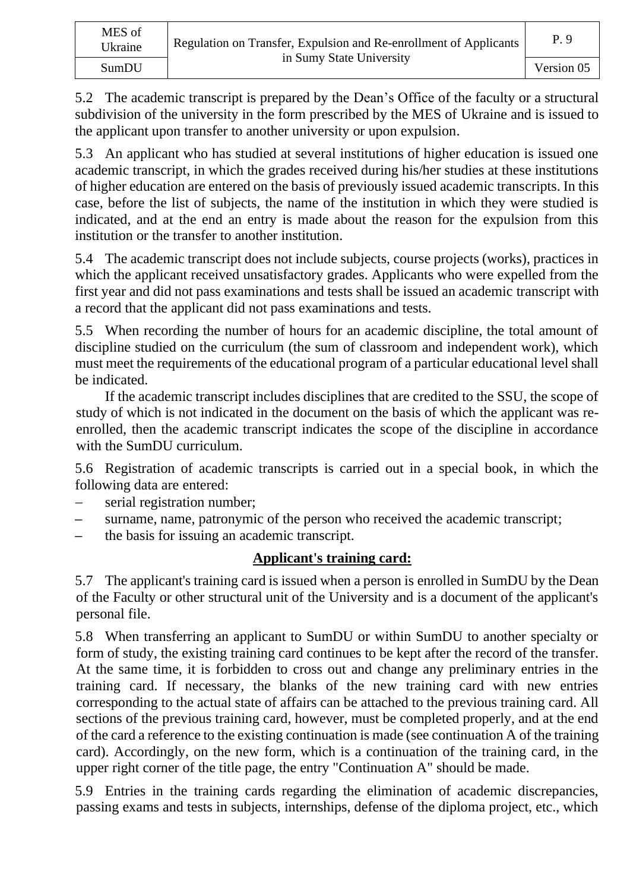5.2 The academic transcript is prepared by the Dean's Office of the faculty or a structural subdivision of the university in the form prescribed by the MES of Ukraine and is issued to the applicant upon transfer to another university or upon expulsion.

5.3 An applicant who has studied at several institutions of higher education is issued one academic transcript, in which the grades received during his/her studies at these institutions of higher education are entered on the basis of previously issued academic transcripts. In this case, before the list of subjects, the name of the institution in which they were studied is indicated, and at the end an entry is made about the reason for the expulsion from this institution or the transfer to another institution.

5.4 The academic transcript does not include subjects, course projects (works), practices in which the applicant received unsatisfactory grades. Applicants who were expelled from the first year and did not pass examinations and tests shall be issued an academic transcript with a record that the applicant did not pass examinations and tests.

5.5 When recording the number of hours for an academic discipline, the total amount of discipline studied on the curriculum (the sum of classroom and independent work), which must meet the requirements of the educational program of a particular educational level shall be indicated.

If the academic transcript includes disciplines that are credited to the SSU, the scope of study of which is not indicated in the document on the basis of which the applicant was re-enrolled, then the academic transcript indicates the scope of the discipline in accordance with the SumDU curriculum.

5.6 Registration of academic transcripts is carried out in a special book, in which the following data are entered:

- serial registration number;
- surname, name, patronymic of the person who received the academic transcript;
- the basis for issuing an academic transcript.

**Applicant's training card:**

5.7 The applicant's training card is issued when a person is enrolled in SumDU by the Dean of the Faculty or other structural unit of the University and is a document of the applicant's personal file.

5.8 When transferring an applicant to SumDU or within SumDU to another specialty or form of study, the existing training card continues to be kept after the record of the transfer. At the same time, it is forbidden to cross out and change any preliminary entries in the training card. If necessary, the blanks of the new training card with new entries corresponding to the actual state of affairs can be attached to the previous training card. All sections of the previous training card, however, must be completed properly, and at the end of the card a reference to the existing continuation is made (see continuation A of the training card). Accordingly, on the new form, which is a continuation of the training card, in the upper right corner of the title page, the entry "Continuation A" should be made.

5.9 Entries in the training cards regarding the elimination of academic discrepancies, passing exams and tests in subjects, internships, defense of the diploma project, etc., which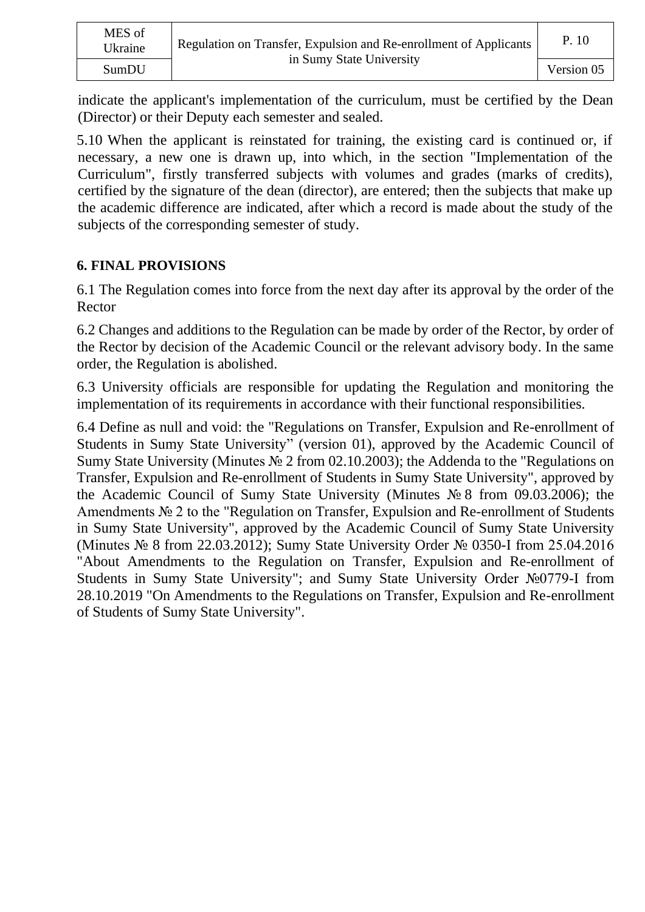indicate the applicant's implementation of the curriculum, must be certified by the Dean (Director) or their Deputy each semester and sealed.

5.10 When the applicant is reinstated for training, the existing card is continued or, if necessary, a new one is drawn up, into which, in the section "Implementation of the Curriculum", firstly transferred subjects with volumes and grades (marks of credits), certified by the signature of the dean (director), are entered; then the subjects that make up the academic difference are indicated, after which a record is made about the study of the subjects of the corresponding semester of study.

## 6. FINAL PROVISIONS

6.1 The Regulation comes into force from the next day after its approval by the order of the Rector

6.2 Changes and additions to the Regulation can be made by order of the Rector, by order of the Rector by decision of the Academic Council or the relevant advisory body. In the same order, the Regulation is abolished.

6.3 University officials are responsible for updating the Regulation and monitoring the implementation of its requirements in accordance with their functional responsibilities.

6.4 Define as null and void: the "Regulations on Transfer, Expulsion and Re-enrollment of Students in Sumy State University" (version 01), approved by the Academic Council of Sumy State University (Minutes № 2 from 02.10.2003); the Addenda to the "Regulations on Transfer, Expulsion and Re-enrollment of Students in Sumy State University", approved by the Academic Council of Sumy State University (Minutes № 8 from 09.03.2006); the Amendments № 2 to the "Regulation on Transfer, Expulsion and Re-enrollment of Students in Sumy State University", approved by the Academic Council of Sumy State University (Minutes № 8 from 22.03.2012); Sumy State University Order № 0350-I from 25.04.2016 "About Amendments to the Regulation on Transfer, Expulsion and Re-enrollment of Students in Sumy State University"; and Sumy State University Order №0779-I from 28.10.2019 "On Amendments to the Regulations on Transfer, Expulsion and Re-enrollment of Students of Sumy State University".